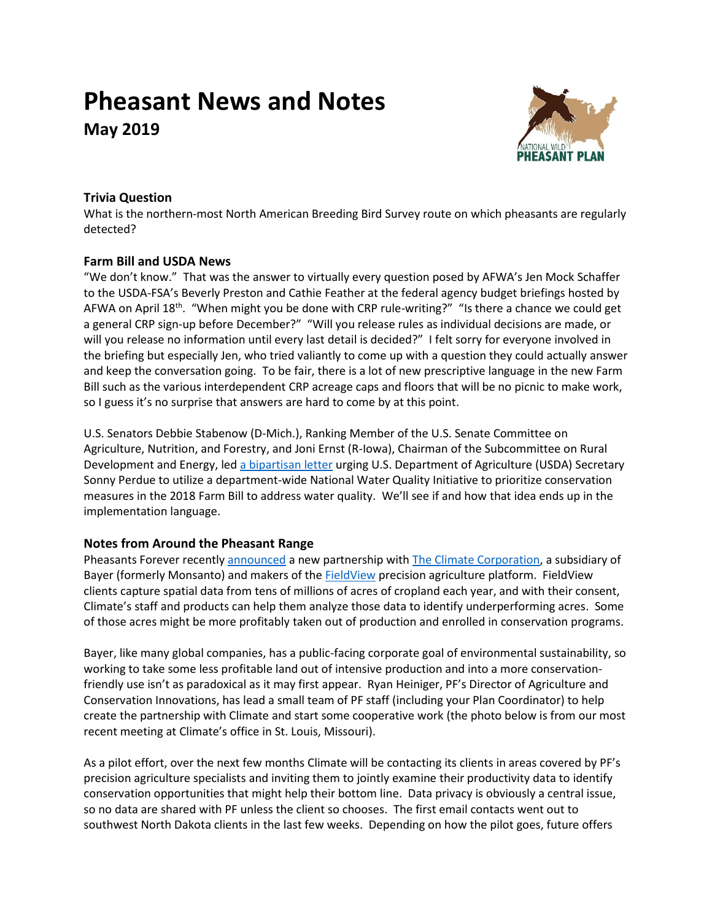# Pheasant News and Notes

## May 2019

### Trivia Question

What is the northern-most North American Breeding Bird Survey route on which pheasants are regularly detected?

### Farm Bill and USDA News

"We don't know." That was the answer to virtually every question posed by AFWA's Jen Mock Schaffer to the USDA-FSA's Beverly Preston and Cathie Feather at the federal agency budget briefings hosted by AFWA on April 18th. "When might you be done with CRP rule-writing?" "Is there a chance we could get a general CRP sign-up before December?" "Will you release rules as individual decisions are made, or will you release no information until every last detail is decided?" I felt sorry for everyone involved in the briefing but especially Jen, who tried valiantly to come up with a question they could actually answer and keep the conversation going. To be fair, there is a lot of new prescriptive language in the new Farm Bill such as the various interdependent CRP acreage caps and floors that will be no picnic to make work, so I guess it's no surprise that answers are hard to come by at this point.

U.S. Senators Debbie Stabenow (D-Mich.), Ranking Member of the U.S. Senate Committee on Agriculture, Nutrition, and Forestry, and Joni Ernst (R-Iowa), Chairman of the Subcommittee on Rural Development and Energy, led a bipartisan letter urging U.S. Department of Agriculture (USDA) Secretary Sonny Perdue to utilize a department-wide National Water Quality Initiative to prioritize conservation measures in the 2018 Farm Bill to address water quality. We'll see if and how that idea ends up in the implementation language.

### Notes from Around the Pheasant Range

Pheasants Forever recently announced a new partnership with The Climate Corporation, a subsidiary of Bayer (formerly Monsanto) and makers of the FieldView precision agriculture platform. FieldView clients capture spatial data from tens of millions of acres of cropland each year, and with their consent, Climate's staff and products can help them analyze those data to identify underperforming acres. Some of those acres might be more profitably taken out of production and enrolled in conservation programs.

Bayer, like many global companies, has a public-facing corporate goal of environmental sustainability, so working to take some less profitable land out of intensive production and into a more conservation-friendly use isn't as paradoxical as it may first appear. Ryan Heiniger, PF's Director of Agriculture and Conservation Innovations, has lead a small team of PF staff (including your Plan Coordinator) to help create the partnership with Climate and start some cooperative work (the photo below is from our most recent meeting at Climate's office in St. Louis, Missouri).

As a pilot effort, over the next few months Climate will be contacting its clients in areas covered by PF's precision agriculture specialists and inviting them to jointly examine their productivity data to identify conservation opportunities that might help their bottom line. Data privacy is obviously a central issue, so no data are shared with PF unless the client so chooses. The first email contacts went out to southwest North Dakota clients in the last few weeks. Depending on how the pilot goes, future offers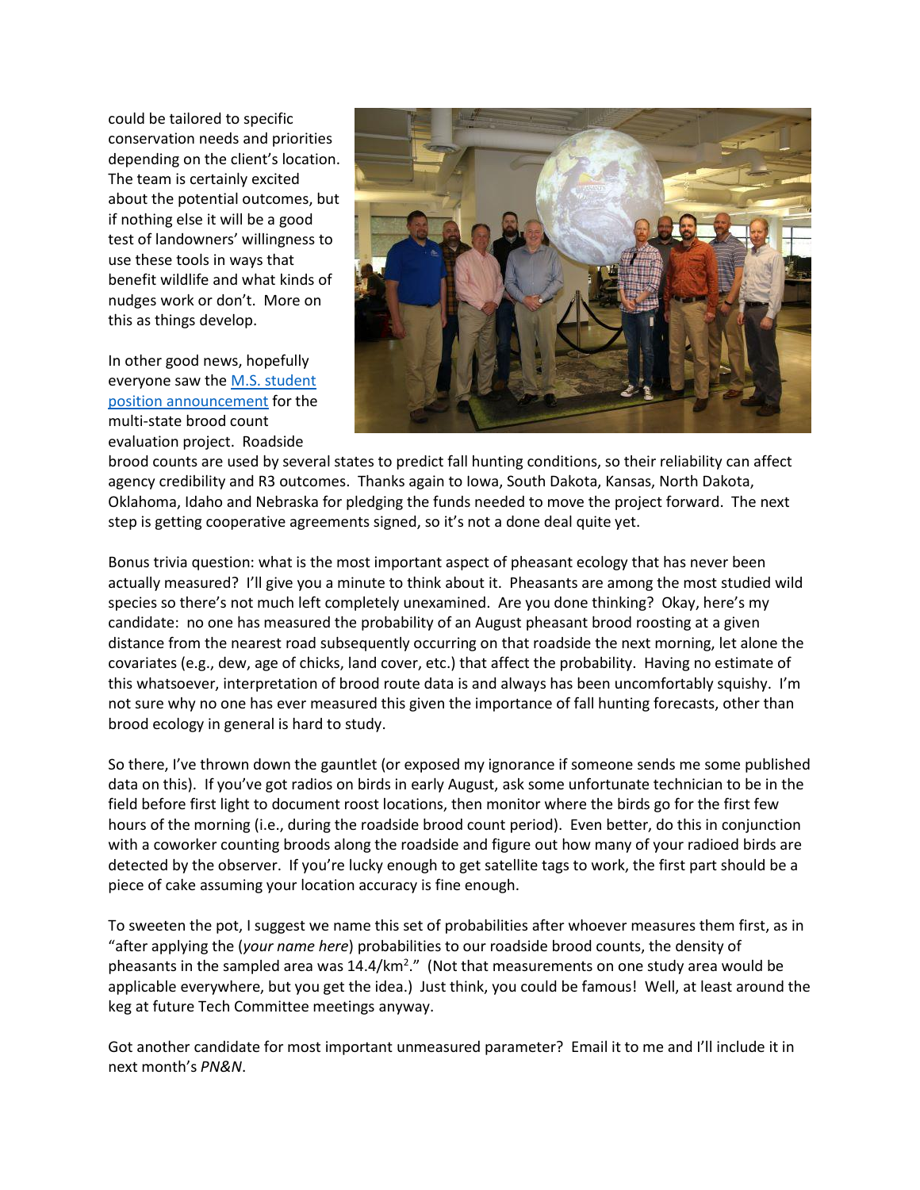could be tailored to specific conservation needs and priorities depending on the client's location. The team is certainly excited about the potential outcomes, but if nothing else it will be a good test of landowners' willingness to use these tools in ways that benefit wildlife and what kinds of nudges work or don't. More on this as things develop.

In other good news, hopefully everyone saw the [M.S. student position announcement]() for the multi-state brood count evaluation project. Roadside brood counts are used by several states to predict fall hunting conditions, so their reliability can affect agency credibility and R3 outcomes. Thanks again to Iowa, South Dakota, Kansas, North Dakota, Oklahoma, Idaho and Nebraska for pledging the funds needed to move the project forward. The next step is getting cooperative agreements signed, so it's not a done deal quite yet.

Bonus trivia question: what is the most important aspect of pheasant ecology that has never been actually measured? I'll give you a minute to think about it. Pheasants are among the most studied wild species so there's not much left completely unexamined. Are you done thinking? Okay, here's my candidate: no one has measured the probability of an August pheasant brood roosting at a given distance from the nearest road subsequently occurring on that roadside the next morning, let alone the covariates (e.g., dew, age of chicks, land cover, etc.) that affect the probability. Having no estimate of this whatsoever, interpretation of brood route data is and always has been uncomfortably squishy. I'm not sure why no one has ever measured this given the importance of fall hunting forecasts, other than brood ecology in general is hard to study.

So there, I've thrown down the gauntlet (or exposed my ignorance if someone sends me some published data on this). If you've got radios on birds in early August, ask some unfortunate technician to be in the field before first light to document roost locations, then monitor where the birds go for the first few hours of the morning (i.e., during the roadside brood count period). Even better, do this in conjunction with a coworker counting broods along the roadside and figure out how many of your radioed birds are detected by the observer. If you're lucky enough to get satellite tags to work, the first part should be a piece of cake assuming your location accuracy is fine enough.

To sweeten the pot, I suggest we name this set of probabilities after whoever measures them first, as in "after applying the (*your name here*) probabilities to our roadside brood counts, the density of pheasants in the sampled area was 14.4/km$^2$." (Not that measurements on one study area would be applicable everywhere, but you get the idea.) Just think, you could be famous! Well, at least around the keg at future Tech Committee meetings anyway.

Got another candidate for most important unmeasured parameter? Email it to me and I'll include it in next month's *PN&N*.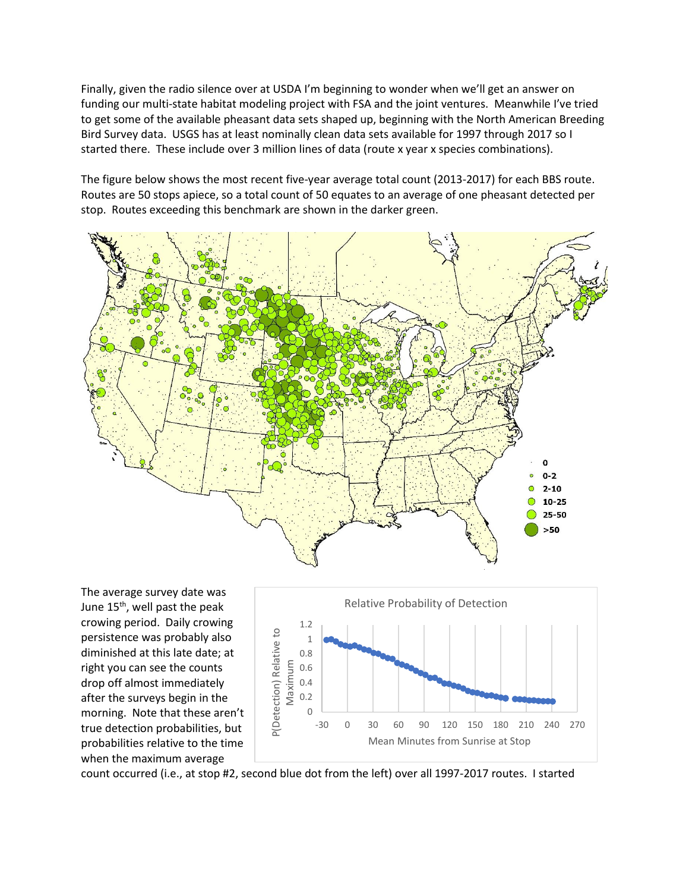Finally, given the radio silence over at USDA I'm beginning to wonder when we'll get an answer on funding our multi-state habitat modeling project with FSA and the joint ventures. Meanwhile I've tried to get some of the available pheasant data sets shaped up, beginning with the North American Breeding Bird Survey data. USGS has at least nominally clean data sets available for 1997 through 2017 so I started there. These include over 3 million lines of data (route x year x species combinations).

The figure below shows the most recent five-year average total count (2013-2017) for each BBS route. Routes are 50 stops apiece, so a total count of 50 equates to an average of one pheasant detected per stop. Routes exceeding this benchmark are shown in the darker green.

The average survey date was June 15th, well past the peak crowing period. Daily crowing persistence was probably also diminished at this late date; at right you can see the counts drop off almost immediately after the surveys begin in the morning. Note that these aren't true detection probabilities, but probabilities relative to the time when the maximum average count occurred (i.e., at stop #2, second blue dot from the left) over all 1997-2017 routes. I started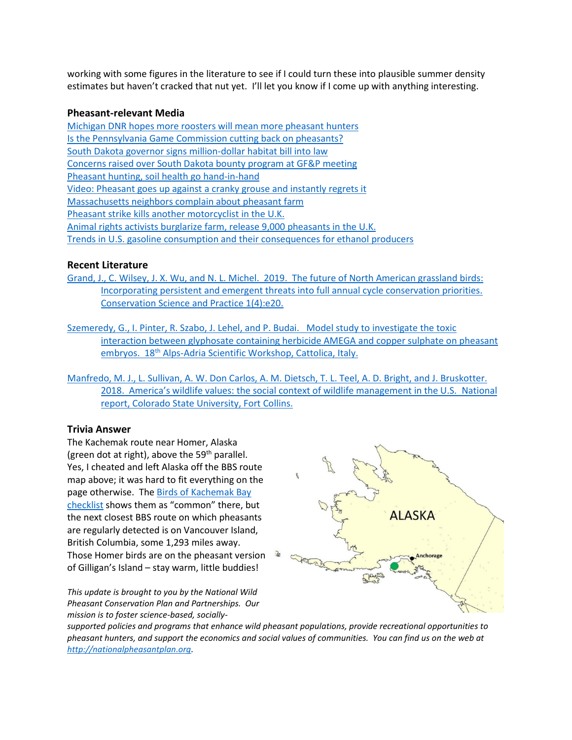working with some figures in the literature to see if I could turn these into plausible summer density estimates but haven't cracked that nut yet. I'll let you know if I come up with anything interesting.

### Pheasant-relevant Media

Michigan DNR hopes more roosters will mean more pheasant hunters
Is the Pennsylvania Game Commission cutting back on pheasants?
South Dakota governor signs million-dollar habitat bill into law
Concerns raised over South Dakota bounty program at GF&P meeting
Pheasant hunting, soil health go hand-in-hand
Video: Pheasant goes up against a cranky grouse and instantly regrets it
Massachusetts neighbors complain about pheasant farm
Pheasant strike kills another motorcyclist in the U.K.
Animal rights activists burglarize farm, release 9,000 pheasants in the U.K.
Trends in U.S. gasoline consumption and their consequences for ethanol producers

### Recent Literature

Grand, J., C. Wilsey, J. X. Wu, and N. L. Michel. 2019. The future of North American grassland birds: Incorporating persistent and emergent threats into full annual cycle conservation priorities. Conservation Science and Practice 1(4):e20.

Szemeredy, G., I. Pinter, R. Szabo, J. Lehel, and P. Budai. Model study to investigate the toxic interaction between glyphosate containing herbicide AMEGA and copper sulphate on pheasant embryos. 18th Alps-Adria Scientific Workshop, Cattolica, Italy.

Manfredo, M. J., L. Sullivan, A. W. Don Carlos, A. M. Dietsch, T. L. Teel, A. D. Bright, and J. Bruskotter. 2018. America's wildlife values: the social context of wildlife management in the U.S. National report, Colorado State University, Fort Collins.

### Trivia Answer

The Kachemak route near Homer, Alaska (green dot at right), above the 59th parallel. Yes, I cheated and left Alaska off the BBS route map above; it was hard to fit everything on the page otherwise. The Birds of Kachemak Bay checklist shows them as "common" there, but the next closest BBS route on which pheasants are regularly detected is on Vancouver Island, British Columbia, some 1,293 miles away. Those Homer birds are on the pheasant version of Gilligan's Island – stay warm, little buddies!

ALASKA
Anchorage

*This update is brought to you by the National Wild Pheasant Conservation Plan and Partnerships. Our mission is to foster science-based, socially-supported policies and programs that enhance wild pheasant populations, provide recreational opportunities to pheasant hunters, and support the economics and social values of communities. You can find us on the web at http://nationalpheasantplan.org.*